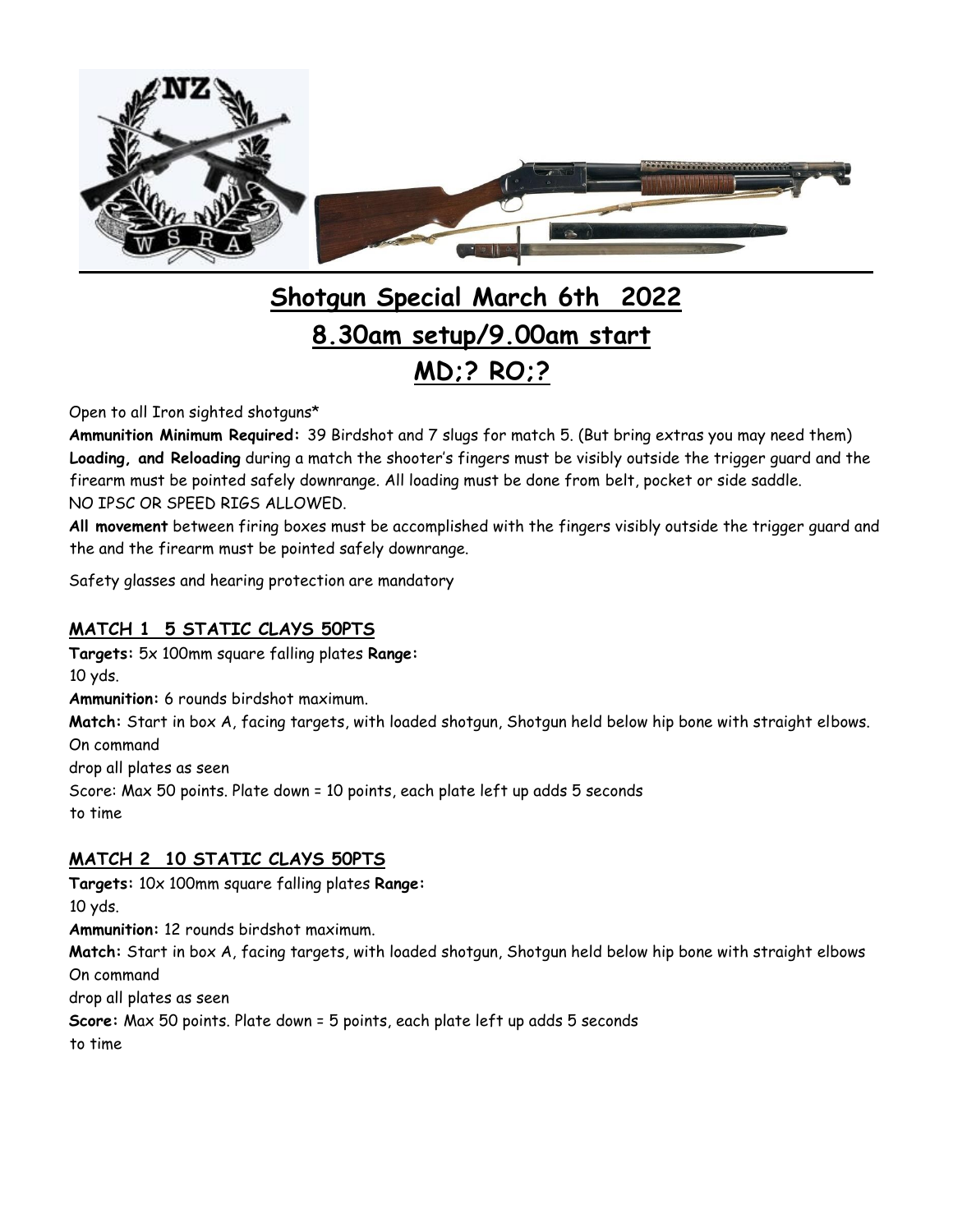# Shotgun Special March 6th 2022

# 8.30am setup/9.00am start

# MD;? RO;?

Open to all Iron sighted shotguns*

**Ammunition Minimum Required:** 39 Birdshot and 7 slugs for match 5. (But bring extras you may need them)

**Loading, and Reloading** during a match the shooter's fingers must be visibly outside the trigger guard and the firearm must be pointed safely downrange. All loading must be done from belt, pocket or side saddle.

NO IPSC OR SPEED RIGS ALLOWED.

**All movement** between firing boxes must be accomplished with the fingers visibly outside the trigger guard and the and the firearm must be pointed safely downrange.

Safety glasses and hearing protection are mandatory

## MATCH 1 5 STATIC CLAYS 50PTS

**Targets:** 5x 100mm square falling plates **Range:**
10 yds.

**Ammunition:** 6 rounds birdshot maximum.

**Match:** Start in box A, facing targets, with loaded shotgun, Shotgun held below hip bone with straight elbows.
On command
drop all plates as seen

Score: Max 50 points. Plate down = 10 points, each plate left up adds 5 seconds
to time

## MATCH 2 10 STATIC CLAYS 50PTS

**Targets:** 10x 100mm square falling plates **Range:**
10 yds.

**Ammunition:** 12 rounds birdshot maximum.

**Match:** Start in box A, facing targets, with loaded shotgun, Shotgun held below hip bone with straight elbows
On command
drop all plates as seen

**Score:** Max 50 points. Plate down = 5 points, each plate left up adds 5 seconds
to time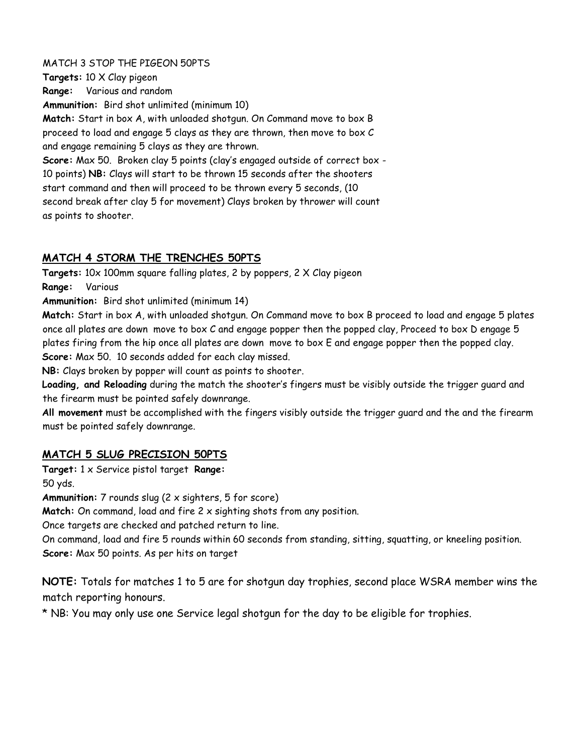MATCH 3 STOP THE PIGEON 50PTS

**Targets:** 10 X Clay pigeon

**Range:** Various and random

**Ammunition:** Bird shot unlimited (minimum 10)

**Match:** Start in box A, with unloaded shotgun. On Command move to box B proceed to load and engage 5 clays as they are thrown, then move to box C and engage remaining 5 clays as they are thrown.

**Score:** Max 50. Broken clay 5 points (clay's engaged outside of correct box - 10 points) **NB:** Clays will start to be thrown 15 seconds after the shooters start command and then will proceed to be thrown every 5 seconds, (10 second break after clay 5 for movement) Clays broken by thrower will count as points to shooter.

## MATCH 4 STORM THE TRENCHES 50PTS

**Targets:** 10x 100mm square falling plates, 2 by poppers, 2 X Clay pigeon

**Range:** Various

**Ammunition:** Bird shot unlimited (minimum 14)

**Match:** Start in box A, with unloaded shotgun. On Command move to box B proceed to load and engage 5 plates once all plates are down move to box C and engage popper then the popped clay, Proceed to box D engage 5 plates firing from the hip once all plates are down move to box E and engage popper then the popped clay.

**Score:** Max 50. 10 seconds added for each clay missed.

**NB:** Clays broken by popper will count as points to shooter.

**Loading, and Reloading** during the match the shooter's fingers must be visibly outside the trigger guard and the firearm must be pointed safely downrange.

**All movement** must be accomplished with the fingers visibly outside the trigger guard and the and the firearm must be pointed safely downrange.

## MATCH 5 SLUG PRECISION 50PTS

**Target:** 1 x Service pistol target **Range:** 50 yds.

**Ammunition:** 7 rounds slug (2 x sighters, 5 for score)

**Match:** On command, load and fire 2 x sighting shots from any position.

Once targets are checked and patched return to line.

On command, load and fire 5 rounds within 60 seconds from standing, sitting, squatting, or kneeling position.

**Score:** Max 50 points. As per hits on target

**NOTE:** Totals for matches 1 to 5 are for shotgun day trophies, second place WSRA member wins the match reporting honours.

* NB: You may only use one Service legal shotgun for the day to be eligible for trophies.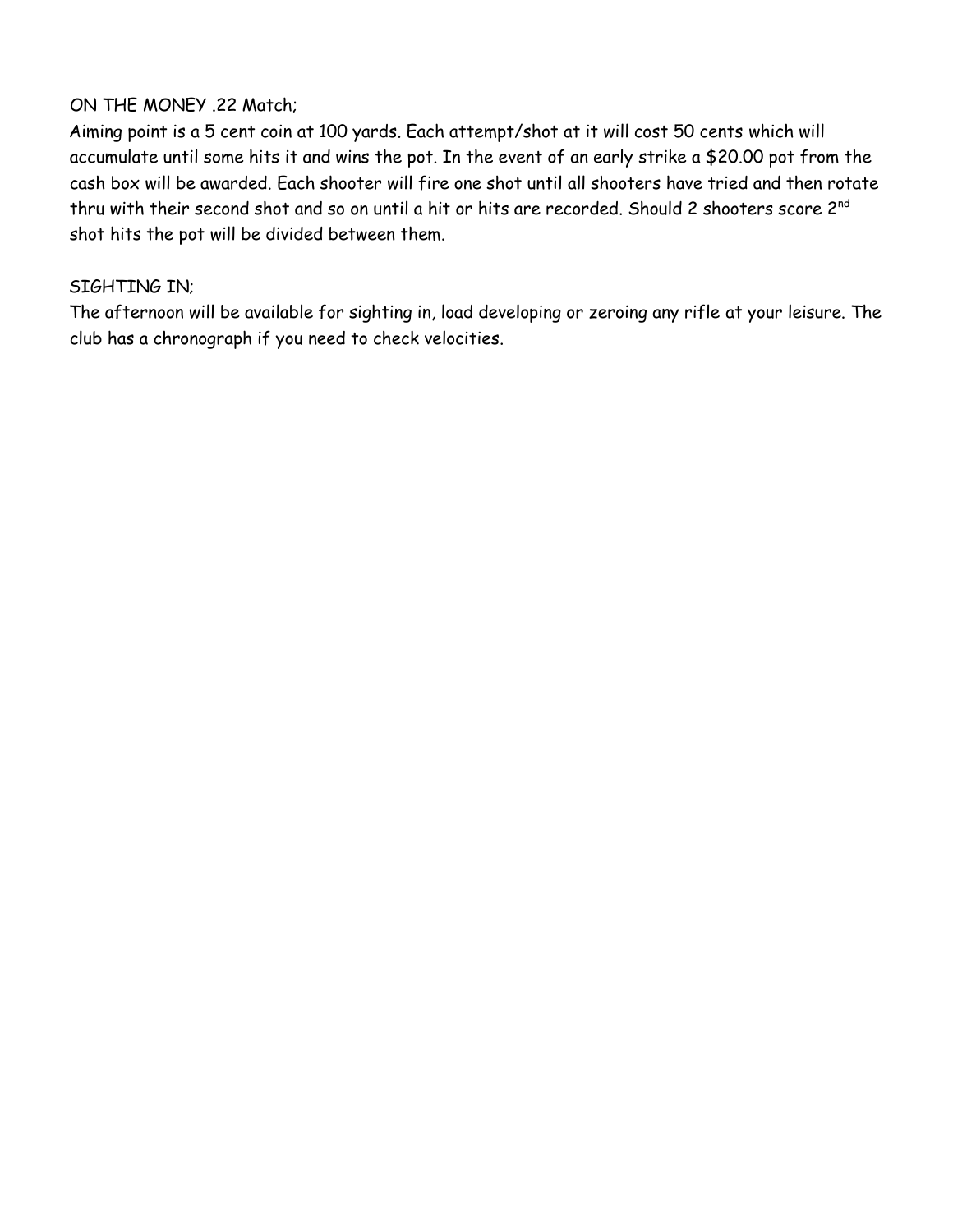ON THE MONEY .22 Match;

Aiming point is a 5 cent coin at 100 yards. Each attempt/shot at it will cost 50 cents which will accumulate until some hits it and wins the pot. In the event of an early strike a $20.00 pot from the cash box will be awarded. Each shooter will fire one shot until all shooters have tried and then rotate thru with their second shot and so on until a hit or hits are recorded. Should 2 shooters score 2nd shot hits the pot will be divided between them.

SIGHTING IN;

The afternoon will be available for sighting in, load developing or zeroing any rifle at your leisure. The club has a chronograph if you need to check velocities.